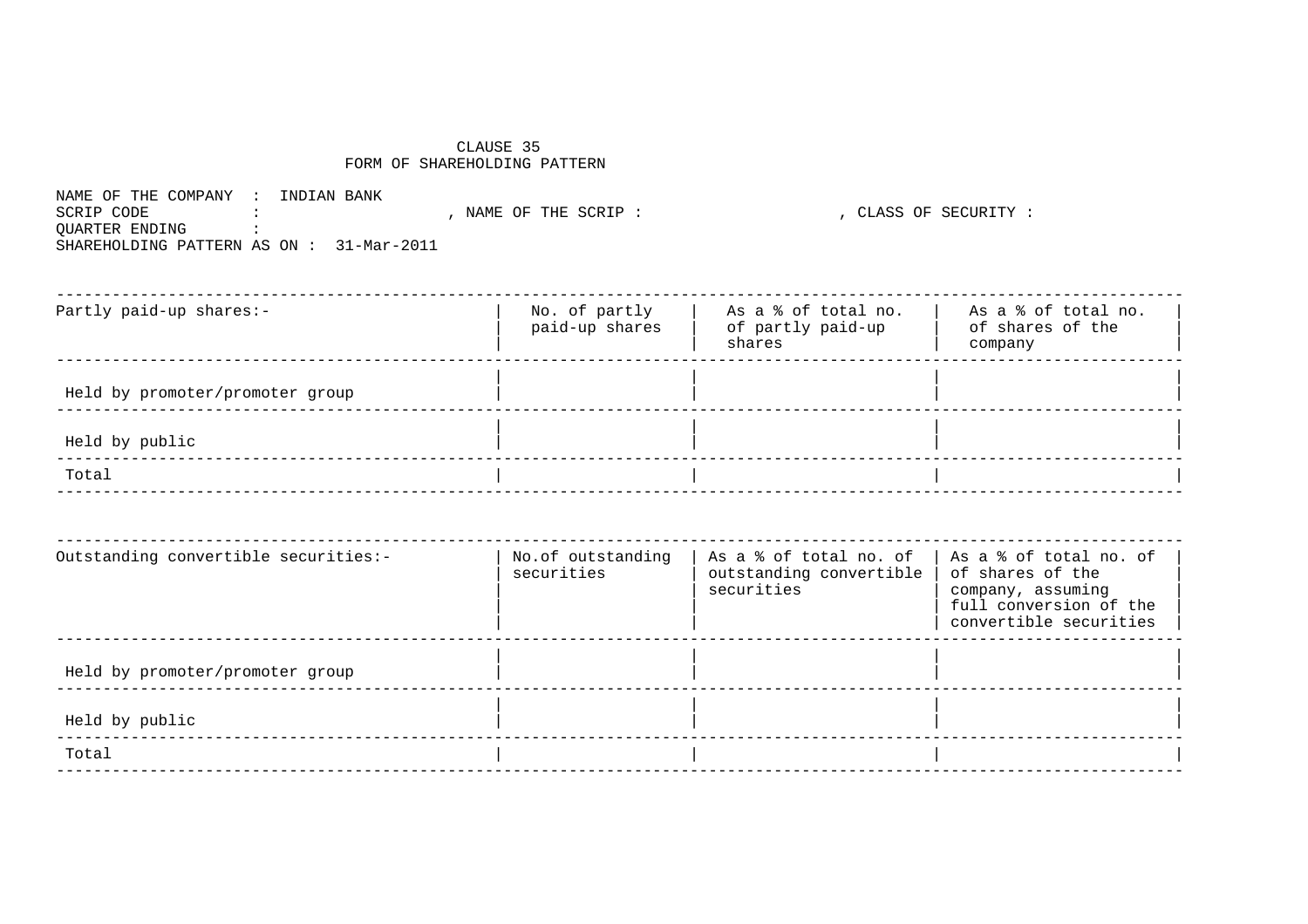# CLAUSE 35
## FORM OF SHAREHOLDING PATTERN

NAME OF THE COMPANY : INDIAN BANK
SCRIP CODE : , NAME OF THE SCRIP : , CLASS OF SECURITY :
QUARTER ENDING :
SHAREHOLDING PATTERN AS ON : 31-Mar-2011

| Partly paid-up shares:- | No. of partly paid-up shares | As a % of total no. of partly paid-up shares | As a % of total no. of shares of the company |
|---|---|---|---|
| Held by promoter/promoter group | | | |
| Held by public | | | |
| Total | | | |

| Outstanding convertible securities:- | No.of outstanding securities | As a % of total no. of outstanding convertible securities | As a % of total no. of shares of the company, assuming full conversion of the convertible securities |
|---|---|---|---|
| Held by promoter/promoter group | | | |
| Held by public | | | |
| Total | | | |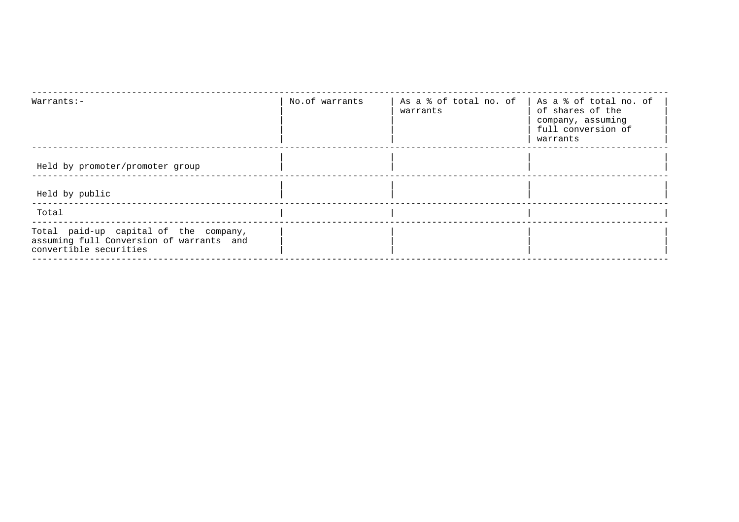| Warrants:- | No.of warrants | As a % of total no. of warrants | As a % of total no. of of shares of the company, assuming full conversion of warrants |
| --- | --- | --- | --- |
| Held by promoter/promoter group | | | |
| Held by public | | | |
| Total | | | |
| Total paid-up capital of the company, assuming full Conversion of warrants and convertible securities | | | |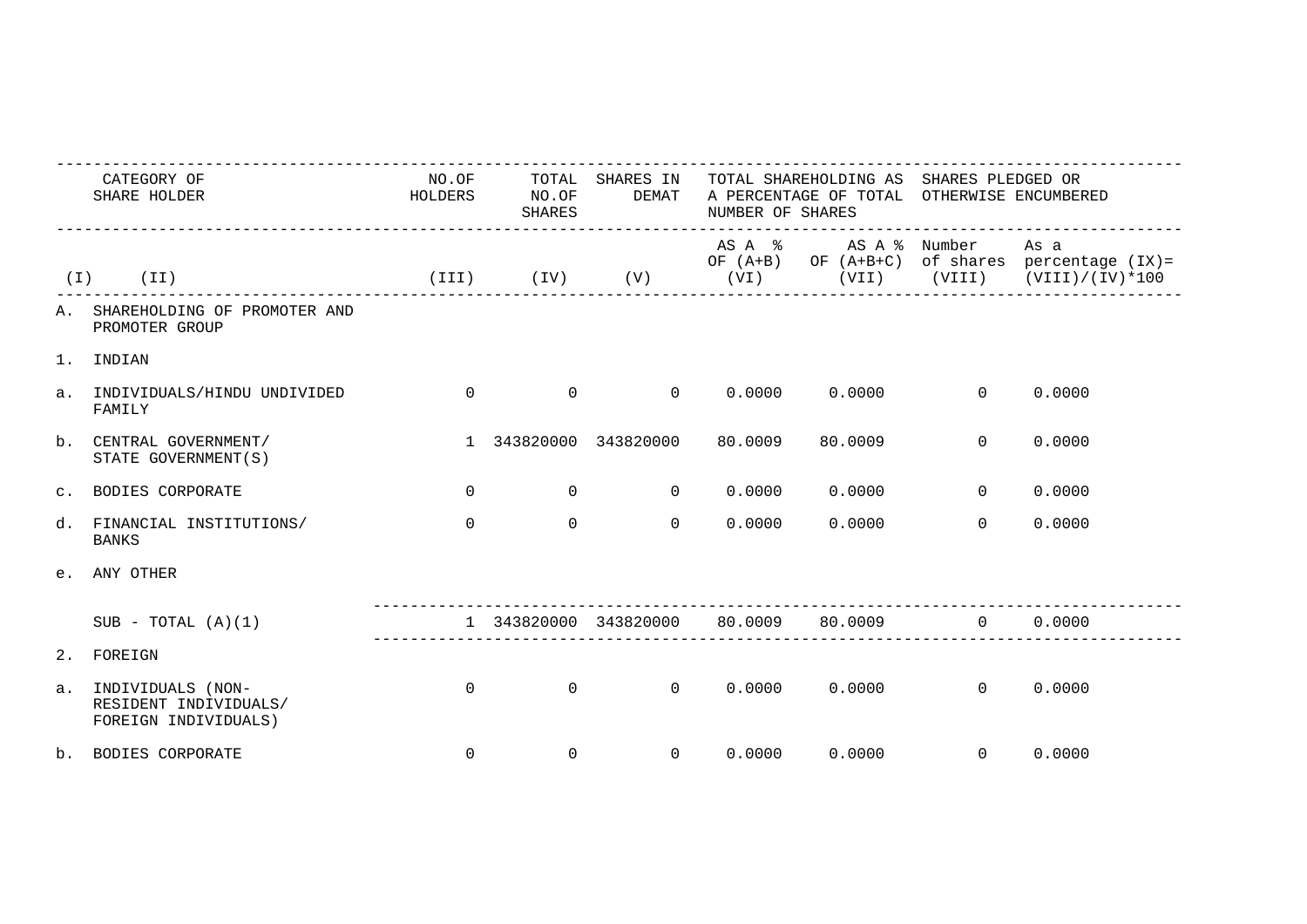| CATEGORY OF SHARE HOLDER | | NO.OF HOLDERS | TOTAL NO.OF SHARES | SHARES IN DEMAT | TOTAL SHAREHOLDING AS A PERCENTAGE OF TOTAL NUMBER OF SHARES | | SHARES PLEDGED OR OTHERWISE ENCUMBERED | |
|---|---|---|---|---|---|---|---|---|
| | | | | | AS A % OF (A+B) | AS A % OF (A+B+C) | Number of shares | As a percentage (IX)= (VIII)/(IV)*100 |
| (I) | (II) | (III) | (IV) | (V) | (VI) | (VII) | (VIII) | |
| A. | SHAREHOLDING OF PROMOTER AND PROMOTER GROUP | | | | | | | |
| 1. | INDIAN | | | | | | | |
| a. | INDIVIDUALS/HINDU UNDIVIDED FAMILY | 0 | 0 | 0 | 0.0000 | 0.0000 | 0 | 0.0000 |
| b. | CENTRAL GOVERNMENT/ STATE GOVERNMENT(S) | 1 | 343820000 | 343820000 | 80.0009 | 80.0009 | 0 | 0.0000 |
| c. | BODIES CORPORATE | 0 | 0 | 0 | 0.0000 | 0.0000 | 0 | 0.0000 |
| d. | FINANCIAL INSTITUTIONS/ BANKS | 0 | 0 | 0 | 0.0000 | 0.0000 | 0 | 0.0000 |
| e. | ANY OTHER | | | | | | | |
| | SUB - TOTAL (A)(1) | 1 | 343820000 | 343820000 | 80.0009 | 80.0009 | 0 | 0.0000 |
| 2. | FOREIGN | | | | | | | |
| a. | INDIVIDUALS (NON-RESIDENT INDIVIDUALS/ FOREIGN INDIVIDUALS) | 0 | 0 | 0 | 0.0000 | 0.0000 | 0 | 0.0000 |
| b. | BODIES CORPORATE | 0 | 0 | 0 | 0.0000 | 0.0000 | 0 | 0.0000 |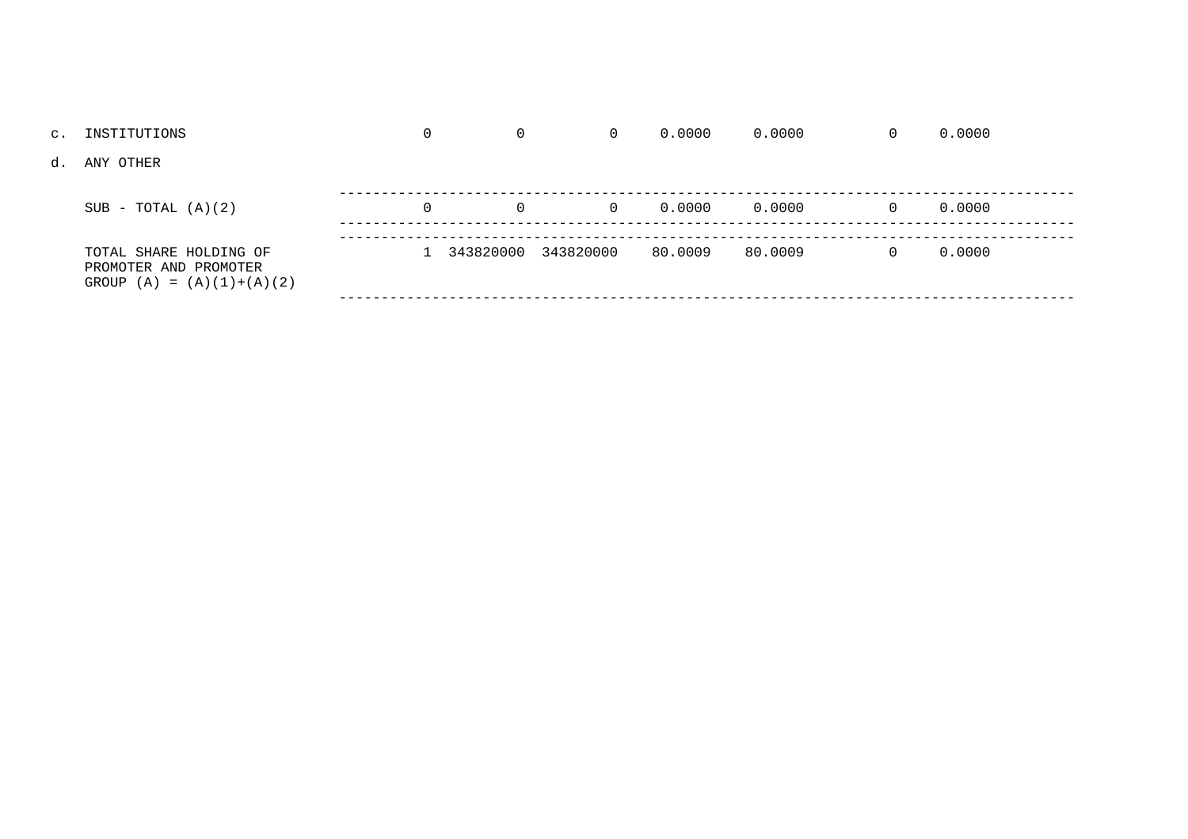| | | | | | | | | |
|---|---|---|---|---|---|---|---|---|
| c. | INSTITUTIONS | 0 | 0 | 0 | 0.0000 | 0.0000 | 0 | 0.0000 |
| d. | ANY OTHER | | | | | | | |
| | SUB - TOTAL (A)(2) | 0 | 0 | 0 | 0.0000 | 0.0000 | 0 | 0.0000 |
| | TOTAL SHARE HOLDING OF PROMOTER AND PROMOTER GROUP (A) = (A)(1)+(A)(2) | 1 | 343820000 | 343820000 | 80.0009 | 80.0009 | 0 | 0.0000 |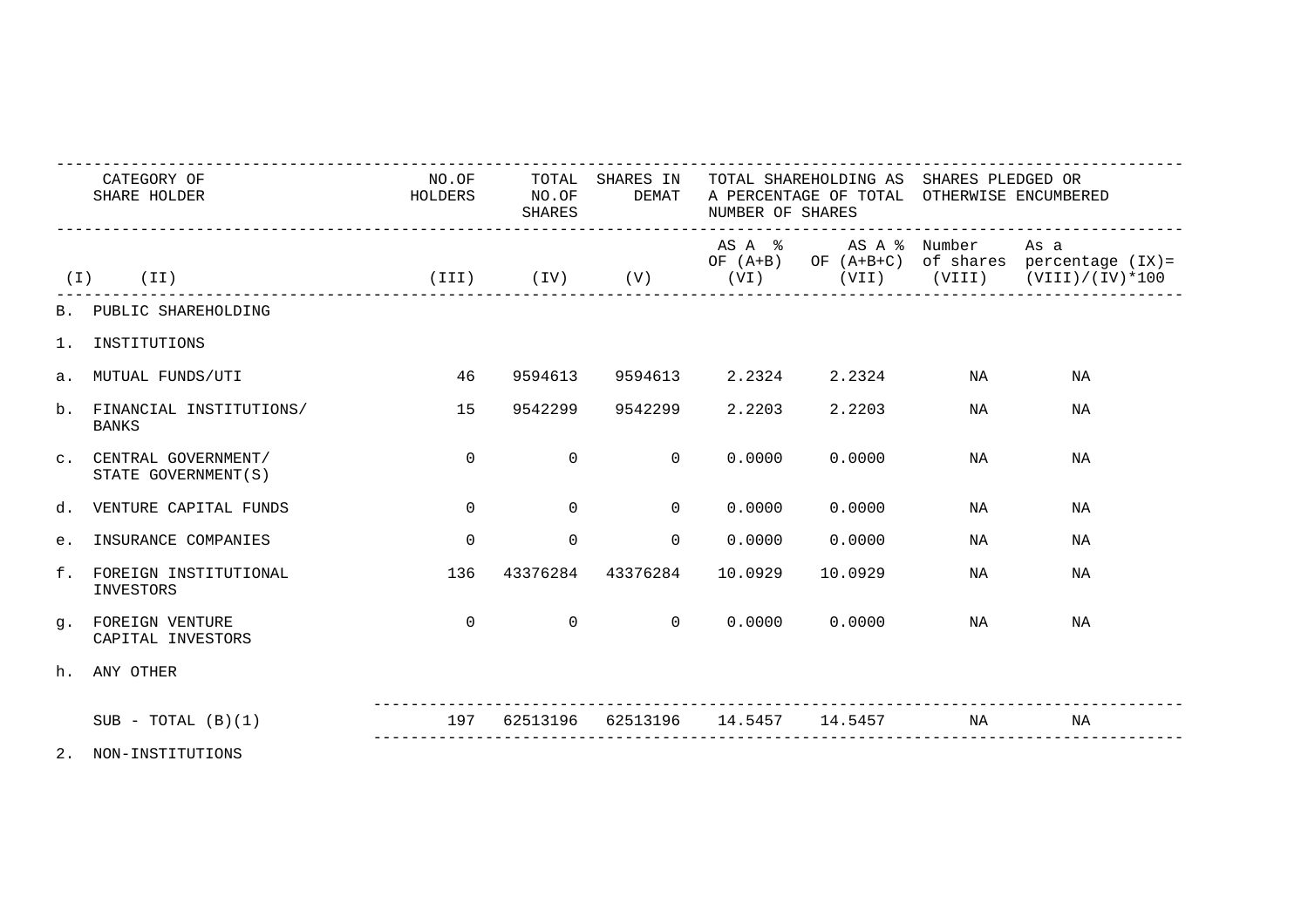| CATEGORY OF SHARE HOLDER | | NO.OF HOLDERS | TOTAL NO.OF SHARES | SHARES IN DEMAT | TOTAL SHAREHOLDING AS A PERCENTAGE OF TOTAL NUMBER OF SHARES | | SHARES PLEDGED OR OTHERWISE ENCUMBERED | |
|---|---|---|---|---|---|---|---|---|
| | | | | | AS A % OF (A+B) | AS A % OF (A+B+C) | Number of shares | As a percentage (IX)= (VIII)/(IV)*100 |
| (I) | (II) | (III) | (IV) | (V) | (VI) | (VII) | (VIII) | |
| B. | PUBLIC SHAREHOLDING | | | | | | | |
| 1. | INSTITUTIONS | | | | | | | |
| a. | MUTUAL FUNDS/UTI | 46 | 9594613 | 9594613 | 2.2324 | 2.2324 | NA | NA |
| b. | FINANCIAL INSTITUTIONS/ BANKS | 15 | 9542299 | 9542299 | 2.2203 | 2.2203 | NA | NA |
| c. | CENTRAL GOVERNMENT/ STATE GOVERNMENT(S) | 0 | 0 | 0 | 0.0000 | 0.0000 | NA | NA |
| d. | VENTURE CAPITAL FUNDS | 0 | 0 | 0 | 0.0000 | 0.0000 | NA | NA |
| e. | INSURANCE COMPANIES | 0 | 0 | 0 | 0.0000 | 0.0000 | NA | NA |
| f. | FOREIGN INSTITUTIONAL INVESTORS | 136 | 43376284 | 43376284 | 10.0929 | 10.0929 | NA | NA |
| g. | FOREIGN VENTURE CAPITAL INVESTORS | 0 | 0 | 0 | 0.0000 | 0.0000 | NA | NA |
| h. | ANY OTHER | | | | | | | |
| | SUB - TOTAL (B)(1) | 197 | 62513196 | 62513196 | 14.5457 | 14.5457 | NA | NA |
| 2. | NON-INSTITUTIONS | | | | | | | |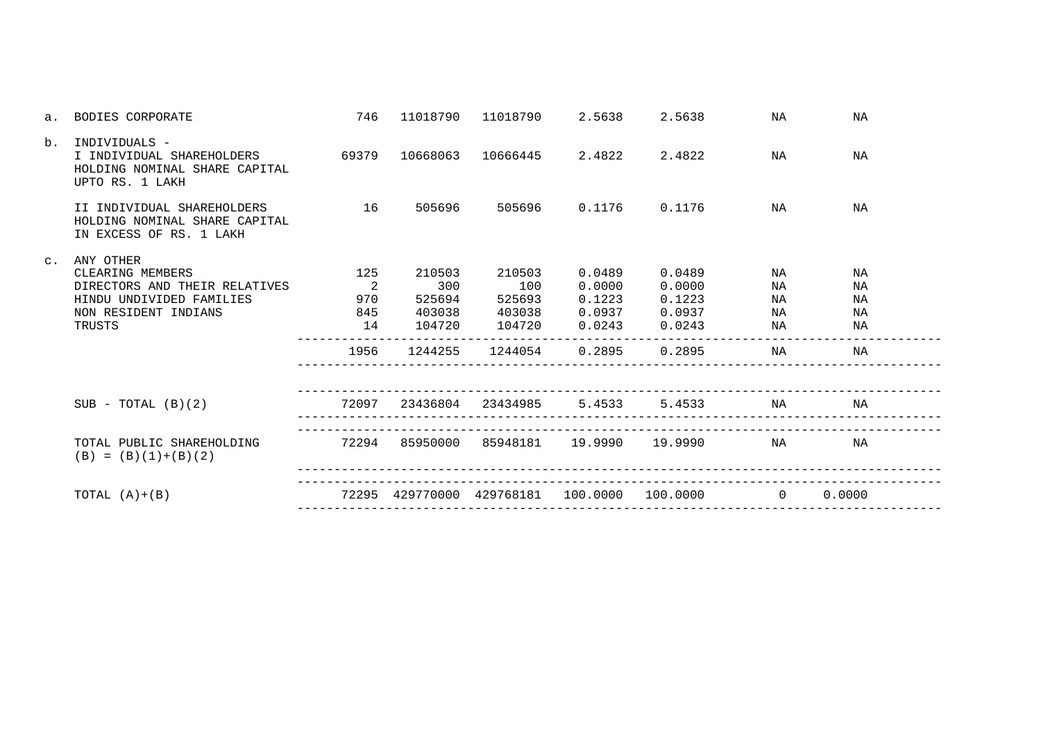|  |  |  |  |  |  |  |  |  |
|---|---|---|---|---|---|---|---|---|
| a. | BODIES CORPORATE | 746 | 11018790 | 11018790 | 2.5638 | 2.5638 | NA | NA |
| b. | INDIVIDUALS - | | | | | | | |
| | I INDIVIDUAL SHAREHOLDERS HOLDING NOMINAL SHARE CAPITAL UPTO RS. 1 LAKH | 69379 | 10668063 | 10666445 | 2.4822 | 2.4822 | NA | NA |
| | II INDIVIDUAL SHAREHOLDERS HOLDING NOMINAL SHARE CAPITAL IN EXCESS OF RS. 1 LAKH | 16 | 505696 | 505696 | 0.1176 | 0.1176 | NA | NA |
| c. | ANY OTHER | | | | | | | |
| | CLEARING MEMBERS | 125 | 210503 | 210503 | 0.0489 | 0.0489 | NA | NA |
| | DIRECTORS AND THEIR RELATIVES | 2 | 300 | 100 | 0.0000 | 0.0000 | NA | NA |
| | HINDU UNDIVIDED FAMILIES | 970 | 525694 | 525693 | 0.1223 | 0.1223 | NA | NA |
| | NON RESIDENT INDIANS | 845 | 403038 | 403038 | 0.0937 | 0.0937 | NA | NA |
| | TRUSTS | 14 | 104720 | 104720 | 0.0243 | 0.0243 | NA | NA |
| | | 1956 | 1244255 | 1244054 | 0.2895 | 0.2895 | NA | NA |
| | SUB - TOTAL (B)(2) | 72097 | 23436804 | 23434985 | 5.4533 | 5.4533 | NA | NA |
| | TOTAL PUBLIC SHAREHOLDING (B) = (B)(1)+(B)(2) | 72294 | 85950000 | 85948181 | 19.9990 | 19.9990 | NA | NA |
| | TOTAL (A)+(B) | 72295 | 429770000 | 429768181 | 100.0000 | 100.0000 | 0 | 0.0000 |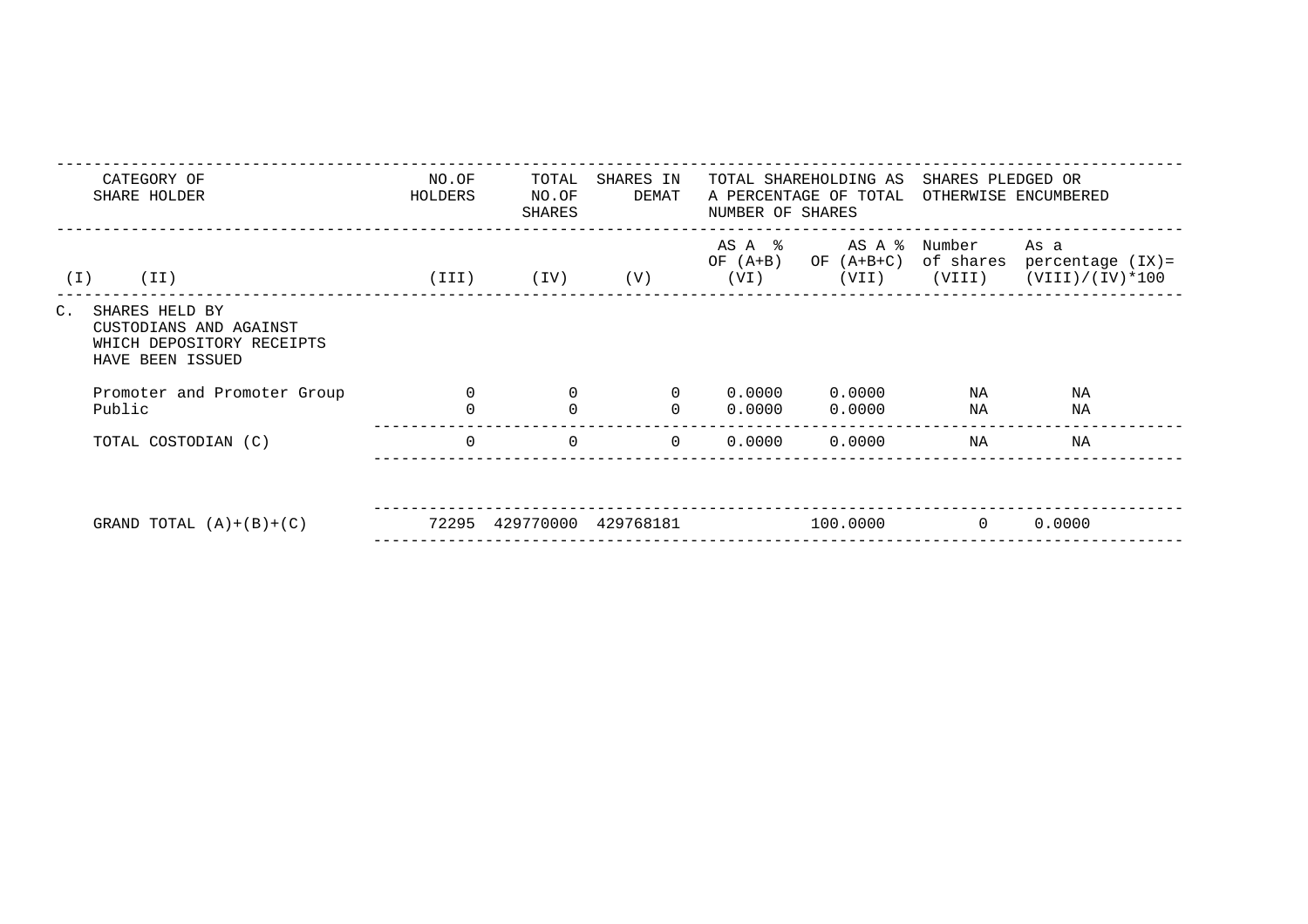| CATEGORY OF SHARE HOLDER | | NO.OF HOLDERS | TOTAL NO.OF SHARES | SHARES IN DEMAT | TOTAL SHAREHOLDING AS A PERCENTAGE OF TOTAL NUMBER OF SHARES | | SHARES PLEDGED OR OTHERWISE ENCUMBERED | |
|---|---|---|---|---|---|---|---|---|
| | | | | | AS A % OF (A+B) | AS A % OF (A+B+C) | Number of shares | As a percentage (IX)= (VIII)/(IV)*100 |
| (I) | (II) | (III) | (IV) | (V) | (VI) | (VII) | (VIII) | |
| C. | SHARES HELD BY CUSTODIANS AND AGAINST WHICH DEPOSITORY RECEIPTS HAVE BEEN ISSUED | | | | | | | |
| | Promoter and Promoter Group | 0 | 0 | 0 | 0.0000 | 0.0000 | NA | NA |
| | Public | 0 | 0 | 0 | 0.0000 | 0.0000 | NA | NA |
| | TOTAL COSTODIAN (C) | 0 | 0 | 0 | 0.0000 | 0.0000 | NA | NA |
| | GRAND TOTAL (A)+(B)+(C) | 72295 | 429770000 | 429768181 | | 100.0000 | 0 | 0.0000 |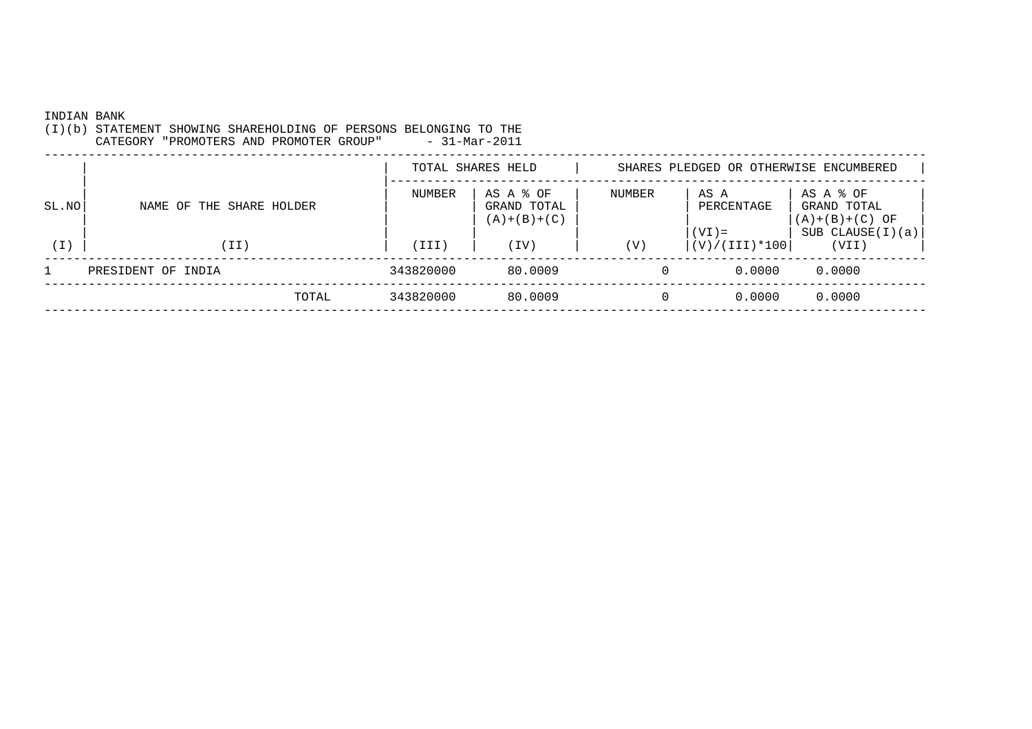INDIAN BANK

(I)(b) STATEMENT SHOWING SHAREHOLDING OF PERSONS BELONGING TO THE CATEGORY "PROMOTERS AND PROMOTER GROUP" - 31-Mar-2011

| SL.NO | NAME OF THE SHARE HOLDER | TOTAL SHARES HELD | | SHARES PLEDGED OR OTHERWISE ENCUMBERED | | |
|---|---|---|---|---|---|---|
| | | NUMBER | AS A % OF GRAND TOTAL (A)+(B)+(C) | NUMBER | AS A PERCENTAGE (VI)= (V)/(III)*100 | AS A % OF GRAND TOTAL (A)+(B)+(C) OF SUB CLAUSE(I)(a) |
| (I) | (II) | (III) | (IV) | (V) | | (VII) |
| 1 | PRESIDENT OF INDIA | 343820000 | 80.0009 | 0 | 0.0000 | 0.0000 |
| | TOTAL | 343820000 | 80.0009 | 0 | 0.0000 | 0.0000 |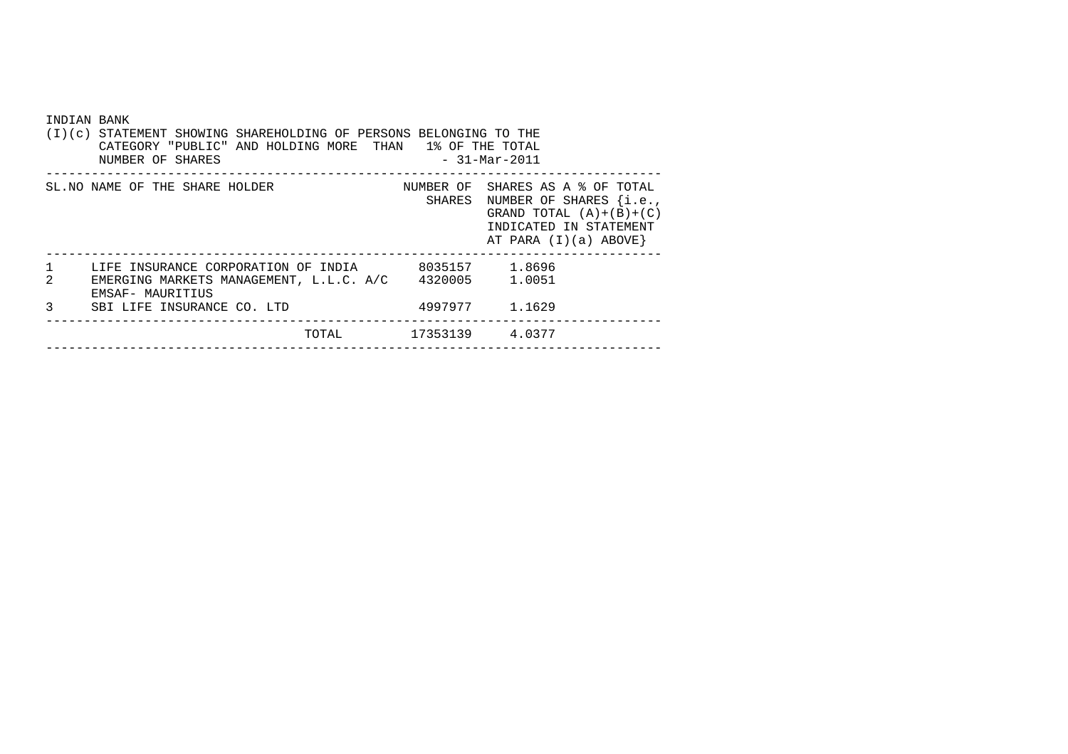INDIAN BANK

(I)(c) STATEMENT SHOWING SHAREHOLDING OF PERSONS BELONGING TO THE CATEGORY "PUBLIC" AND HOLDING MORE THAN 1% OF THE TOTAL NUMBER OF SHARES - 31-Mar-2011

| SL.NO | NAME OF THE SHARE HOLDER | NUMBER OF SHARES | SHARES AS A % OF TOTAL NUMBER OF SHARES {i.e., GRAND TOTAL (A)+(B)+(C) INDICATED IN STATEMENT AT PARA (I)(a) ABOVE} |
|---|---|---|---|
| 1 | LIFE INSURANCE CORPORATION OF INDIA | 8035157 | 1.8696 |
| 2 | EMERGING MARKETS MANAGEMENT, L.L.C. A/C EMSAF- MAURITIUS | 4320005 | 1.0051 |
| 3 | SBI LIFE INSURANCE CO. LTD | 4997977 | 1.1629 |
| | TOTAL | 17353139 | 4.0377 |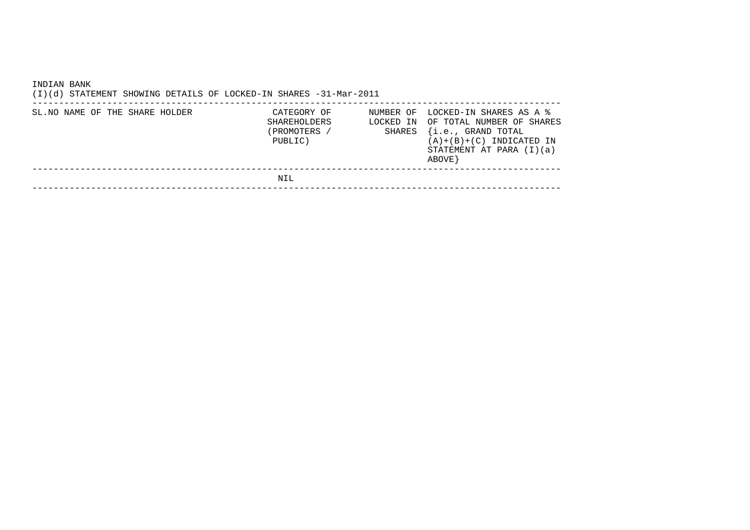INDIAN BANK

(I)(d) STATEMENT SHOWING DETAILS OF LOCKED-IN SHARES -31-Mar-2011

| SL.NO | NAME OF THE SHARE HOLDER | CATEGORY OF SHAREHOLDERS (PROMOTERS / PUBLIC) | NUMBER OF LOCKED IN SHARES | LOCKED-IN SHARES AS A % OF TOTAL NUMBER OF SHARES {i.e., GRAND TOTAL (A)+(B)+(C) INDICATED IN STATEMENT AT PARA (I)(a) ABOVE} |
|---|---|---|---|---|
| | | NIL | | |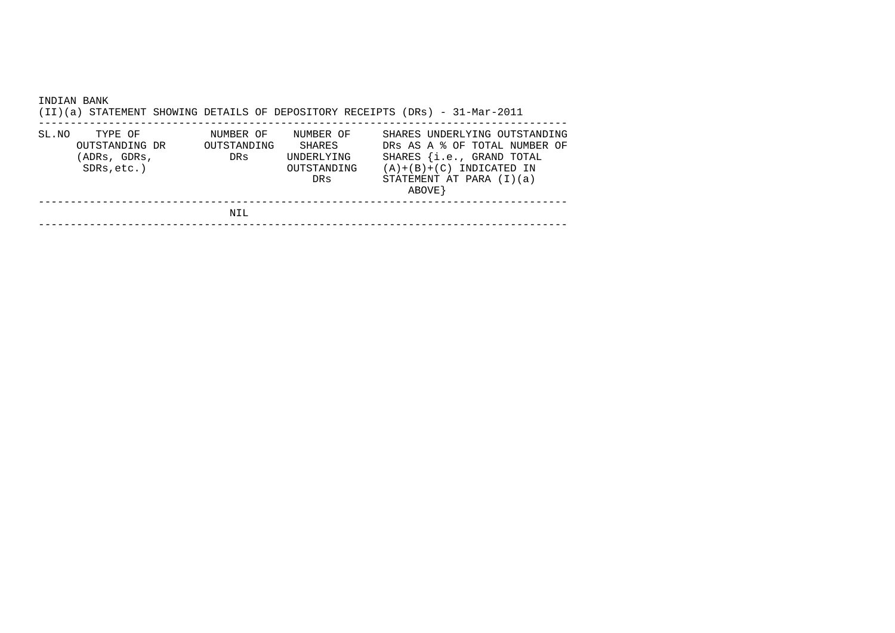INDIAN BANK

(II)(a) STATEMENT SHOWING DETAILS OF DEPOSITORY RECEIPTS (DRs) - 31-Mar-2011

| SL.NO | TYPE OF OUTSTANDING DR (ADRs, GDRs, SDRs,etc.) | NUMBER OF OUTSTANDING DRs | NUMBER OF SHARES UNDERLYING OUTSTANDING DRs | SHARES UNDERLYING OUTSTANDING DRs AS A % OF TOTAL NUMBER OF SHARES {i.e., GRAND TOTAL (A)+(B)+(C) INDICATED IN STATEMENT AT PARA (I)(a) ABOVE} |
|---|---|---|---|---|
| | | NIL | | |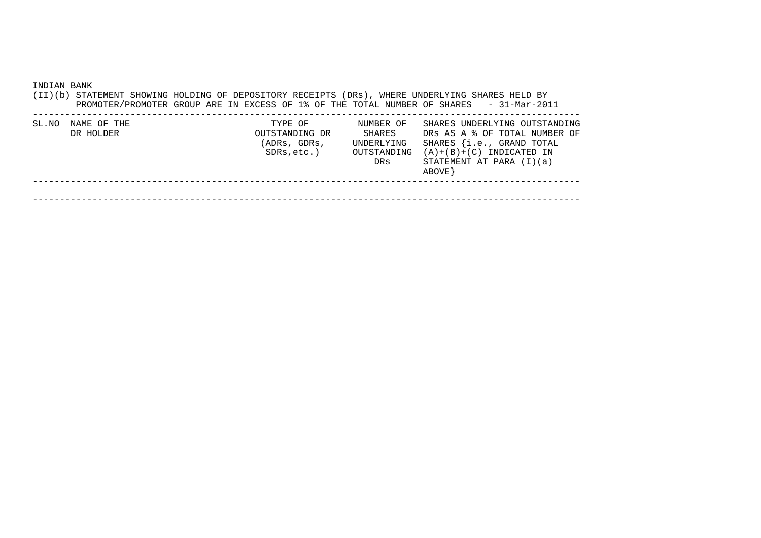INDIAN BANK

(II)(b) STATEMENT SHOWING HOLDING OF DEPOSITORY RECEIPTS (DRs), WHERE UNDERLYING SHARES HELD BY PROMOTER/PROMOTER GROUP ARE IN EXCESS OF 1% OF THE TOTAL NUMBER OF SHARES - 31-Mar-2011

| SL.NO | NAME OF THE DR HOLDER | TYPE OF OUTSTANDING DR (ADRs, GDRs, SDRs,etc.) | NUMBER OF SHARES UNDERLYING OUTSTANDING DRs | SHARES UNDERLYING OUTSTANDING DRs AS A % OF TOTAL NUMBER OF SHARES {i.e., GRAND TOTAL (A)+(B)+(C) INDICATED IN STATEMENT AT PARA (I)(a) ABOVE} |
|---|---|---|---|---|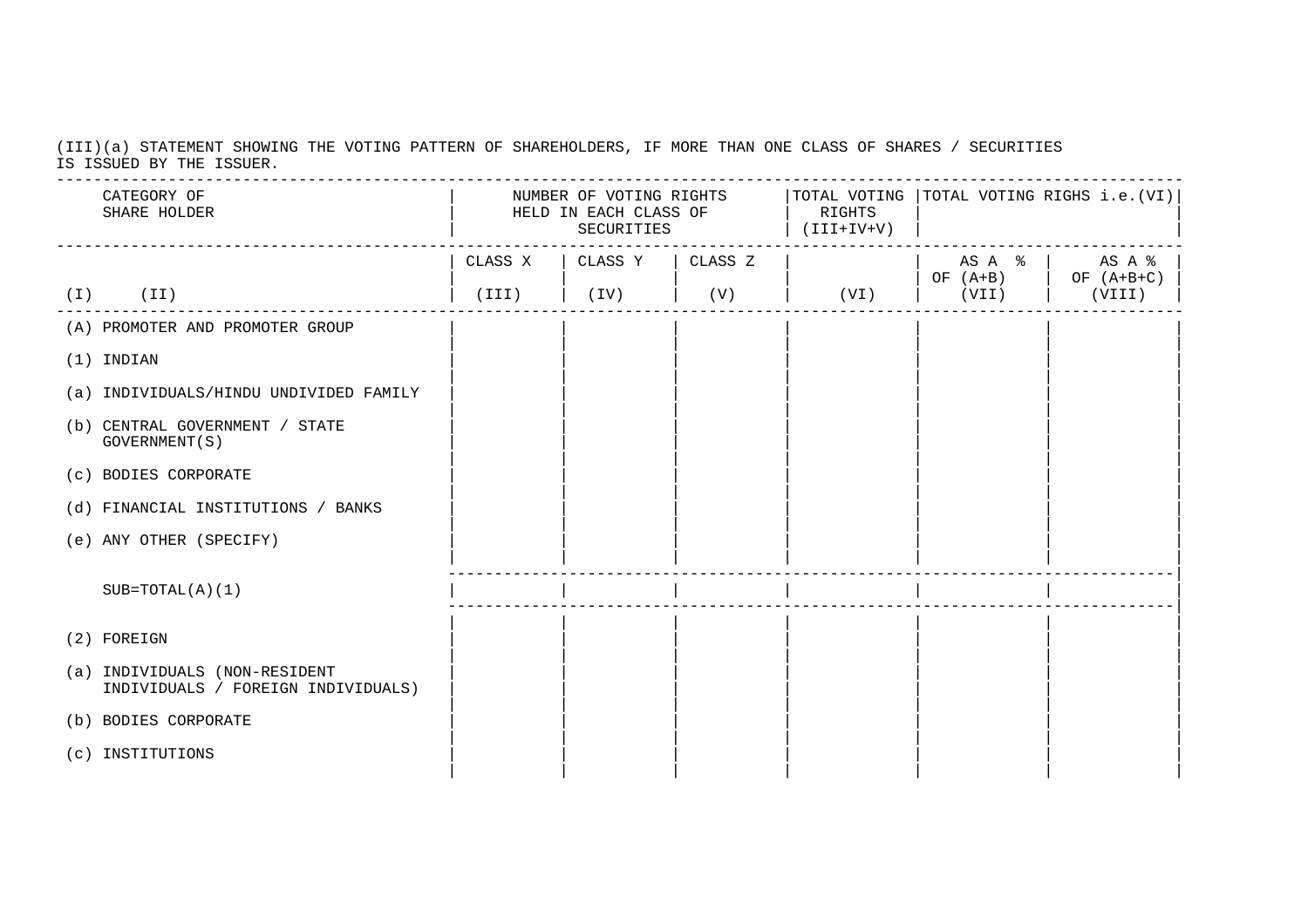(III)(a) STATEMENT SHOWING THE VOTING PATTERN OF SHAREHOLDERS, IF MORE THAN ONE CLASS OF SHARES / SECURITIES IS ISSUED BY THE ISSUER.

| | CATEGORY OF SHARE HOLDER | NUMBER OF VOTING RIGHTS HELD IN EACH CLASS OF SECURITIES | | | TOTAL VOTING RIGHTS (III+IV+V) | TOTAL VOTING RIGHS i.e.(VI) | |
|---|---|---|---|---|---|---|---|
| | | CLASS X | CLASS Y | CLASS Z | | AS A % OF (A+B) | AS A % OF (A+B+C) |
| (I) | (II) | (III) | (IV) | (V) | (VI) | (VII) | (VIII) |
| (A) | PROMOTER AND PROMOTER GROUP | | | | | | |
| (1) | INDIAN | | | | | | |
| (a) | INDIVIDUALS/HINDU UNDIVIDED FAMILY | | | | | | |
| (b) | CENTRAL GOVERNMENT / STATE GOVERNMENT(S) | | | | | | |
| (c) | BODIES CORPORATE | | | | | | |
| (d) | FINANCIAL INSTITUTIONS / BANKS | | | | | | |
| (e) | ANY OTHER (SPECIFY) | | | | | | |
| | SUB=TOTAL(A)(1) | | | | | | |
| (2) | FOREIGN | | | | | | |
| (a) | INDIVIDUALS (NON-RESIDENT INDIVIDUALS / FOREIGN INDIVIDUALS) | | | | | | |
| (b) | BODIES CORPORATE | | | | | | |
| (c) | INSTITUTIONS | | | | | | |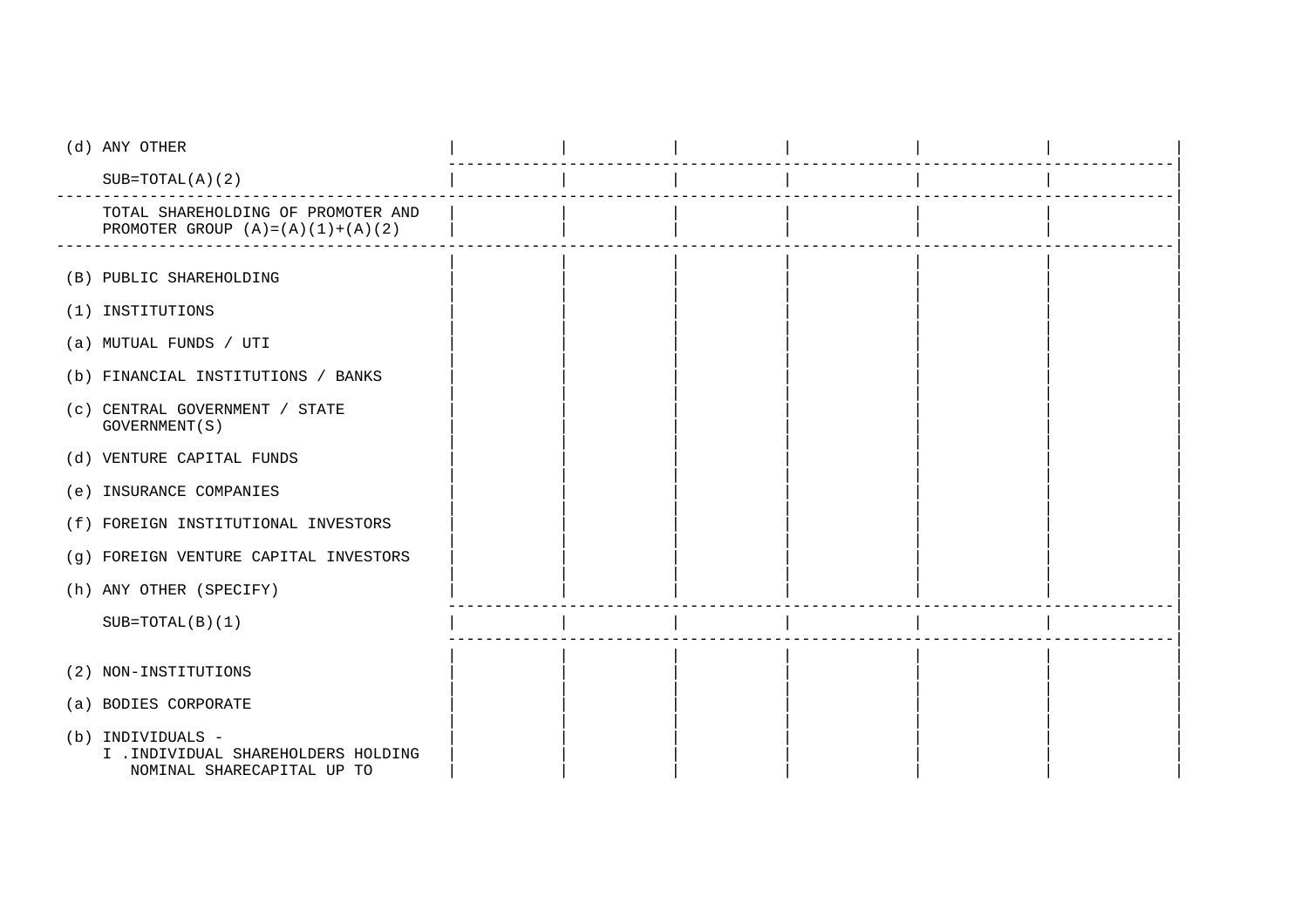| | | | | | | |
|---|---|---|---|---|---|---|
| (d) ANY OTHER | | | | | | |
| SUB=TOTAL(A)(2) | | | | | | |
| TOTAL SHAREHOLDING OF PROMOTER AND PROMOTER GROUP (A)=(A)(1)+(A)(2) | | | | | | |
| (B) PUBLIC SHAREHOLDING | | | | | | |
| (1) INSTITUTIONS | | | | | | |
| (a) MUTUAL FUNDS / UTI | | | | | | |
| (b) FINANCIAL INSTITUTIONS / BANKS | | | | | | |
| (c) CENTRAL GOVERNMENT / STATE GOVERNMENT(S) | | | | | | |
| (d) VENTURE CAPITAL FUNDS | | | | | | |
| (e) INSURANCE COMPANIES | | | | | | |
| (f) FOREIGN INSTITUTIONAL INVESTORS | | | | | | |
| (g) FOREIGN VENTURE CAPITAL INVESTORS | | | | | | |
| (h) ANY OTHER (SPECIFY) | | | | | | |
| SUB=TOTAL(B)(1) | | | | | | |
| (2) NON-INSTITUTIONS | | | | | | |
| (a) BODIES CORPORATE | | | | | | |
| (b) INDIVIDUALS - I .INDIVIDUAL SHAREHOLDERS HOLDING NOMINAL SHARECAPITAL UP TO | | | | | | |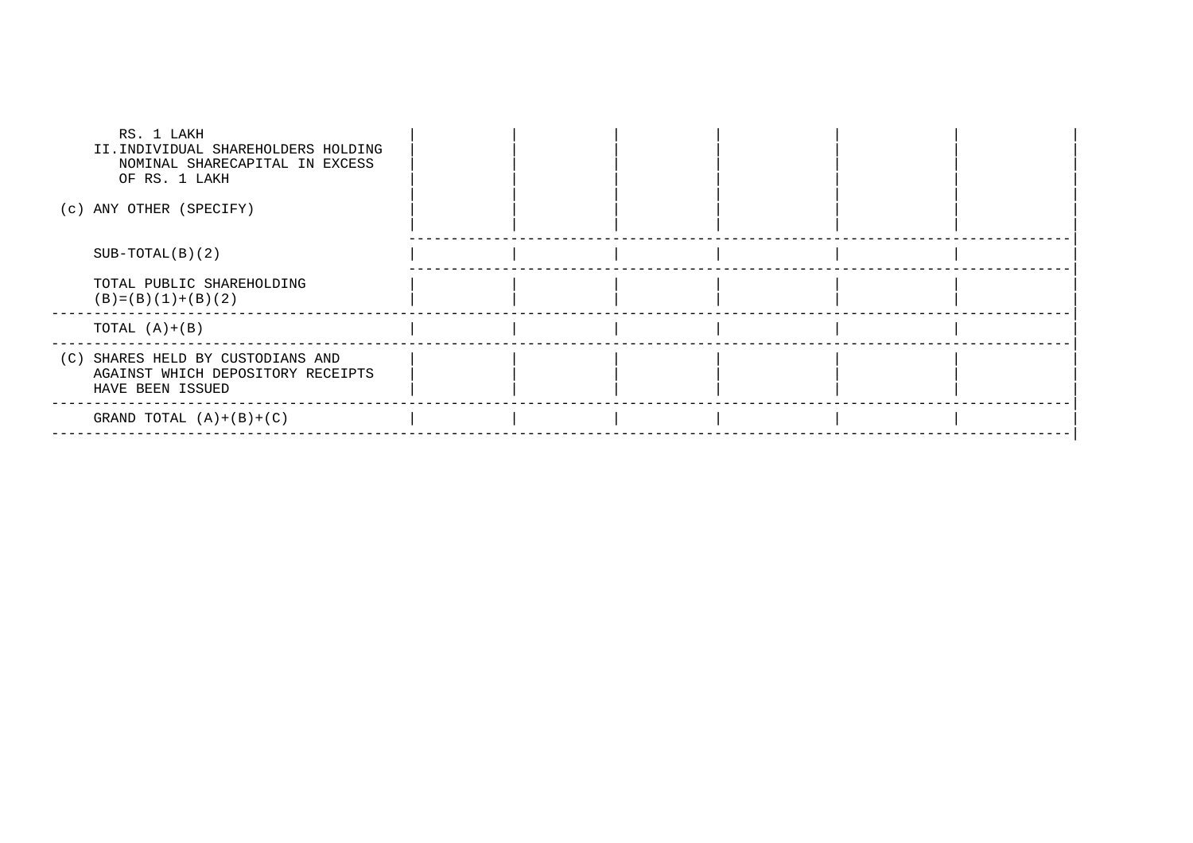| | | | | | | |
|---|---|---|---|---|---|---|
| RS. 1 LAKH | | | | | | |
| II. INDIVIDUAL SHAREHOLDERS HOLDING NOMINAL SHARECAPITAL IN EXCESS OF RS. 1 LAKH | | | | | | |
| (c) ANY OTHER (SPECIFY) | | | | | | |
| SUB-TOTAL(B)(2) | | | | | | |
| TOTAL PUBLIC SHAREHOLDING (B)=(B)(1)+(B)(2) | | | | | | |
| TOTAL (A)+(B) | | | | | | |
| (C) SHARES HELD BY CUSTODIANS AND AGAINST WHICH DEPOSITORY RECEIPTS HAVE BEEN ISSUED | | | | | | |
| GRAND TOTAL (A)+(B)+(C) | | | | | | |